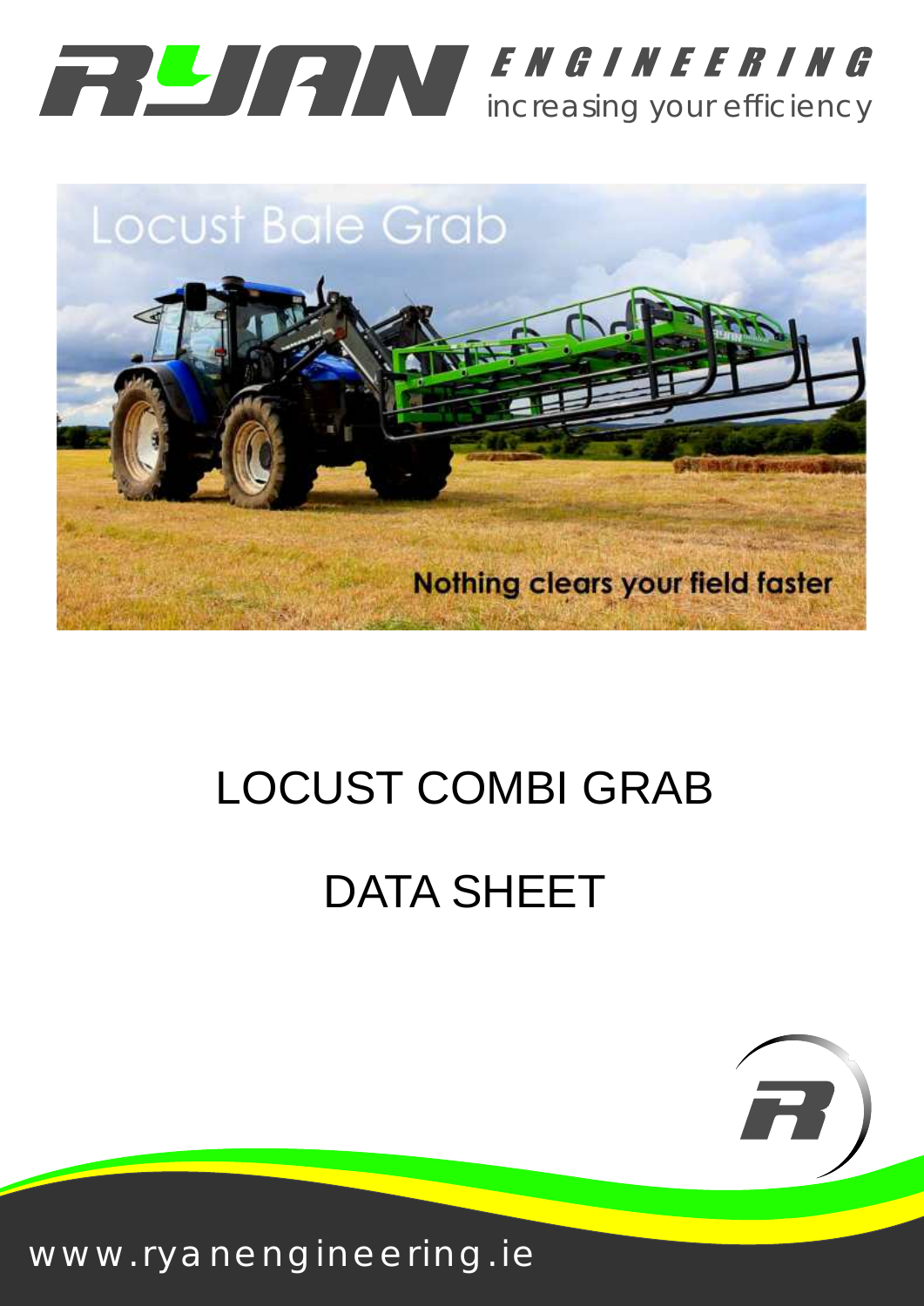RYAN ENGINEERING
increasing your efficiency

Locust Bale Grab

Nothing clears your field faster

# LOCUST COMBI GRAB

# DATA SHEET

www.ryanengineering.ie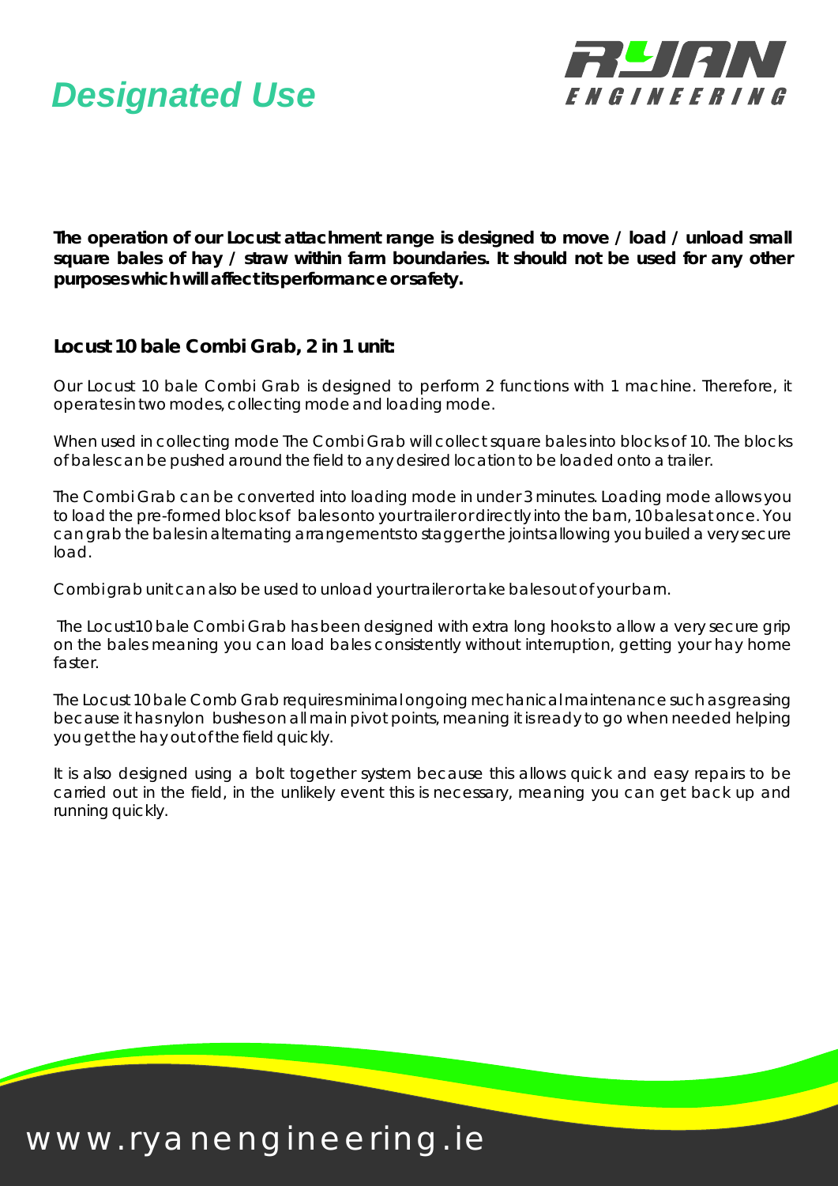# Designated Use

**The operation of our Locust attachment range is designed to move / load / unload small square bales of hay / straw within farm boundaries. It should not be used for any other purposes which will affect its performance or safety.**

## Locust 10 bale Combi Grab, 2 in 1 unit:

Our Locust 10 bale Combi Grab is designed to perform 2 functions with 1 machine. Therefore, it operates in two modes, collecting mode and loading mode.

When used in collecting mode The Combi Grab will collect square bales into blocks of 10. The blocks of bales can be pushed around the field to any desired location to be loaded onto a trailer.

The Combi Grab can be converted into loading mode in under 3 minutes. Loading mode allows you to load the pre-formed blocks of bales onto your trailer or directly into the barn, 10 bales at once. You can grab the bales in alternating arrangements to stagger the joints allowing you builed a very secure load.

Combi grab unit can also be used to unload your trailer or take bales out of your barn.

The Locust10 bale Combi Grab has been designed with extra long hooks to allow a very secure grip on the bales meaning you can load bales consistently without interruption, getting your hay home faster.

The Locust 10 bale Comb Grab requires minimal ongoing mechanical maintenance such as greasing because it has nylon bushes on all main pivot points, meaning it is ready to go when needed helping you get the hay out of the field quickly.

It is also designed using a bolt together system because this allows quick and easy repairs to be carried out in the field, in the unlikely event this is necessary, meaning you can get back up and running quickly.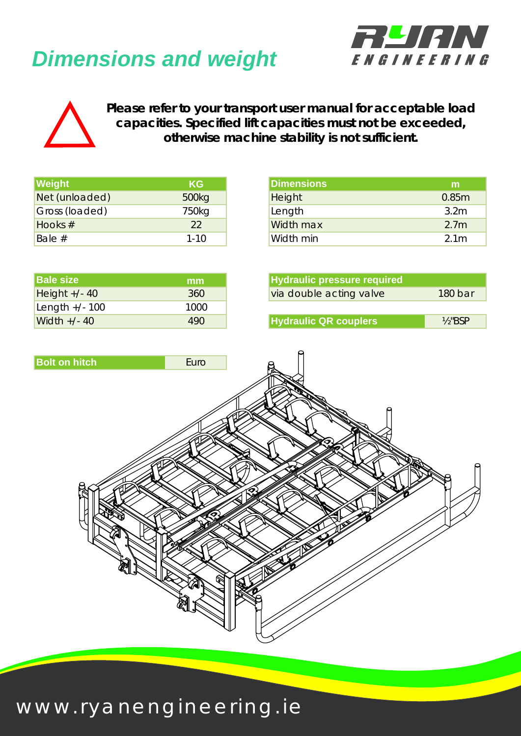# Dimensions and weight

**Please refer to your transport user manual for acceptable load capacities. Specified lift capacities must not be exceeded, otherwise machine stability is not sufficient.**

| Weight | KG |
|---|---|
| Net (unloaded) | 500kg |
| Gross (loaded) | 750kg |
| Hooks # | 22 |
| Bale # | 1-10 |

| Dimensions | m |
|---|---|
| Height | 0.85m |
| Length | 3.2m |
| Width max | 2.7m |
| Width min | 2.1m |

| Bale size | mm |
|---|---|
| Height +/- 40 | 360 |
| Length +/- 100 | 1000 |
| Width +/- 40 | 490 |

| Hydraulic pressure required | |
|---|---|
| via double acting valve | 180 bar |

| Hydraulic QR couplers | ½"BSP |
|---|---|

| Bolt on hitch | Euro |
|---|---|

www.ryanengineering.ie